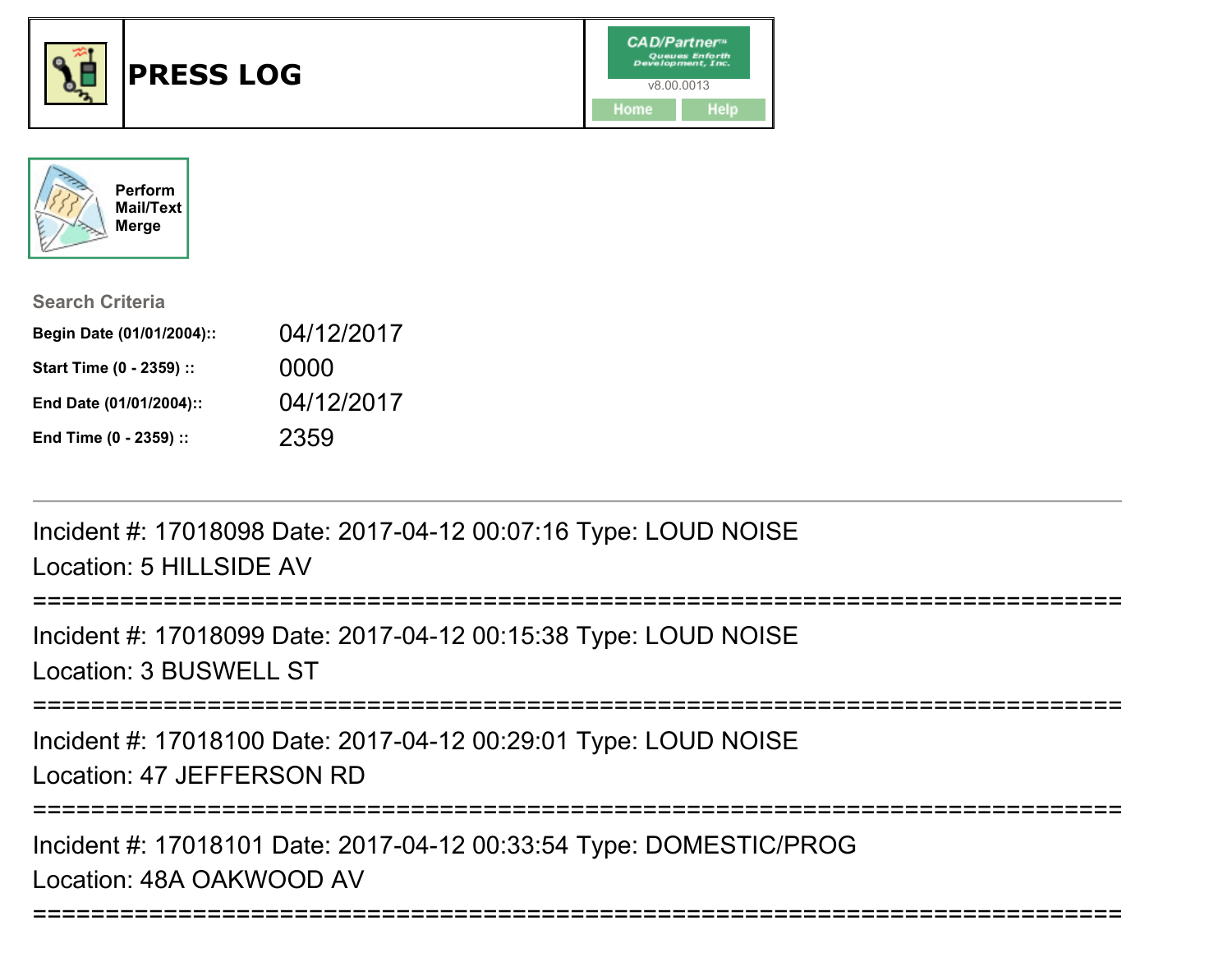# PRESS LOG

CAD/Partner™ Queues Enforth Development, Inc.
v8.00.0013

Home | Help

Perform Mail/Text Merge

**Search Criteria**

| | |
|---|---|
| **Begin Date (01/01/2004)::** | 04/12/2017 |
| **Start Time (0 - 2359) ::** | 0000 |
| **End Date (01/01/2004)::** | 04/12/2017 |
| **End Time (0 - 2359) ::** | 2359 |

---

Incident #: 17018098 Date: 2017-04-12 00:07:16 Type: LOUD NOISE
Location: 5 HILLSIDE AV

===========================================================================

Incident #: 17018099 Date: 2017-04-12 00:15:38 Type: LOUD NOISE
Location: 3 BUSWELL ST

===========================================================================

Incident #: 17018100 Date: 2017-04-12 00:29:01 Type: LOUD NOISE
Location: 47 JEFFERSON RD

===========================================================================

Incident #: 17018101 Date: 2017-04-12 00:33:54 Type: DOMESTIC/PROG
Location: 48A OAKWOOD AV

===========================================================================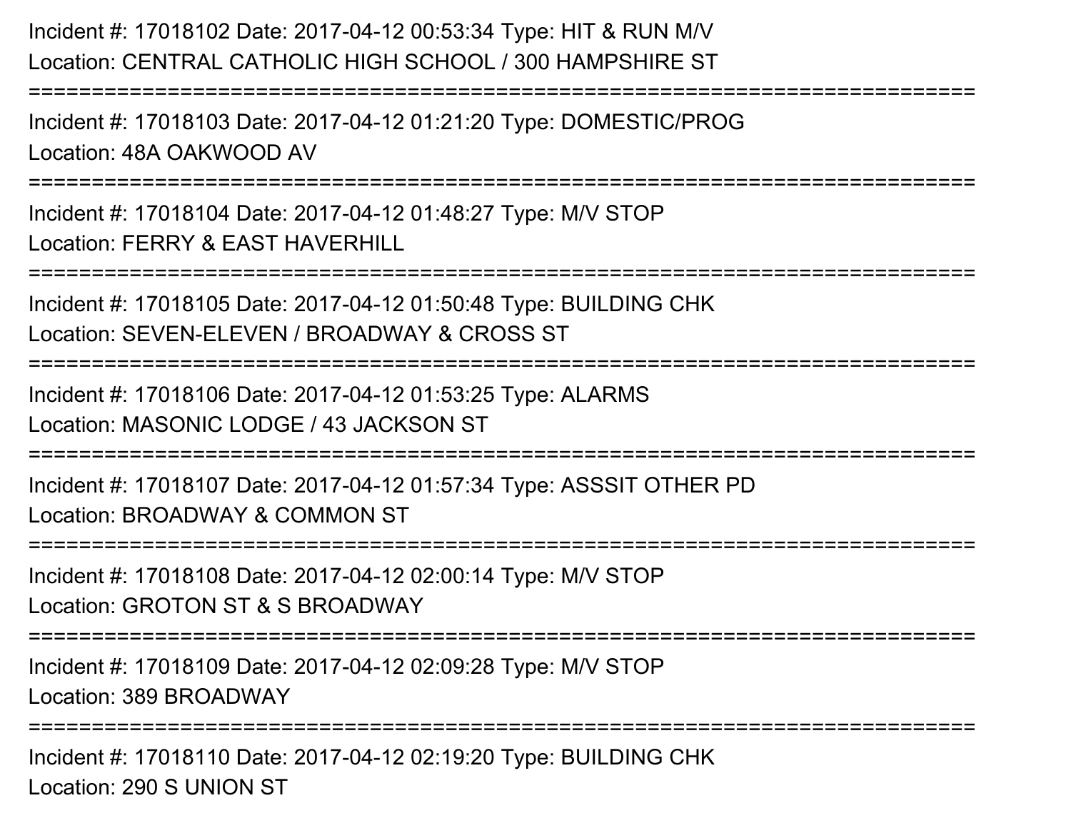Incident #: 17018102 Date: 2017-04-12 00:53:34 Type: HIT & RUN M/V
Location: CENTRAL CATHOLIC HIGH SCHOOL / 300 HAMPSHIRE ST

===========================================================================

Incident #: 17018103 Date: 2017-04-12 01:21:20 Type: DOMESTIC/PROG
Location: 48A OAKWOOD AV

===========================================================================

Incident #: 17018104 Date: 2017-04-12 01:48:27 Type: M/V STOP
Location: FERRY & EAST HAVERHILL

===========================================================================

Incident #: 17018105 Date: 2017-04-12 01:50:48 Type: BUILDING CHK
Location: SEVEN-ELEVEN / BROADWAY & CROSS ST

===========================================================================

Incident #: 17018106 Date: 2017-04-12 01:53:25 Type: ALARMS
Location: MASONIC LODGE / 43 JACKSON ST

===========================================================================

Incident #: 17018107 Date: 2017-04-12 01:57:34 Type: ASSSIT OTHER PD
Location: BROADWAY & COMMON ST

===========================================================================

Incident #: 17018108 Date: 2017-04-12 02:00:14 Type: M/V STOP
Location: GROTON ST & S BROADWAY

===========================================================================

Incident #: 17018109 Date: 2017-04-12 02:09:28 Type: M/V STOP
Location: 389 BROADWAY

===========================================================================

Incident #: 17018110 Date: 2017-04-12 02:19:20 Type: BUILDING CHK
Location: 290 S UNION ST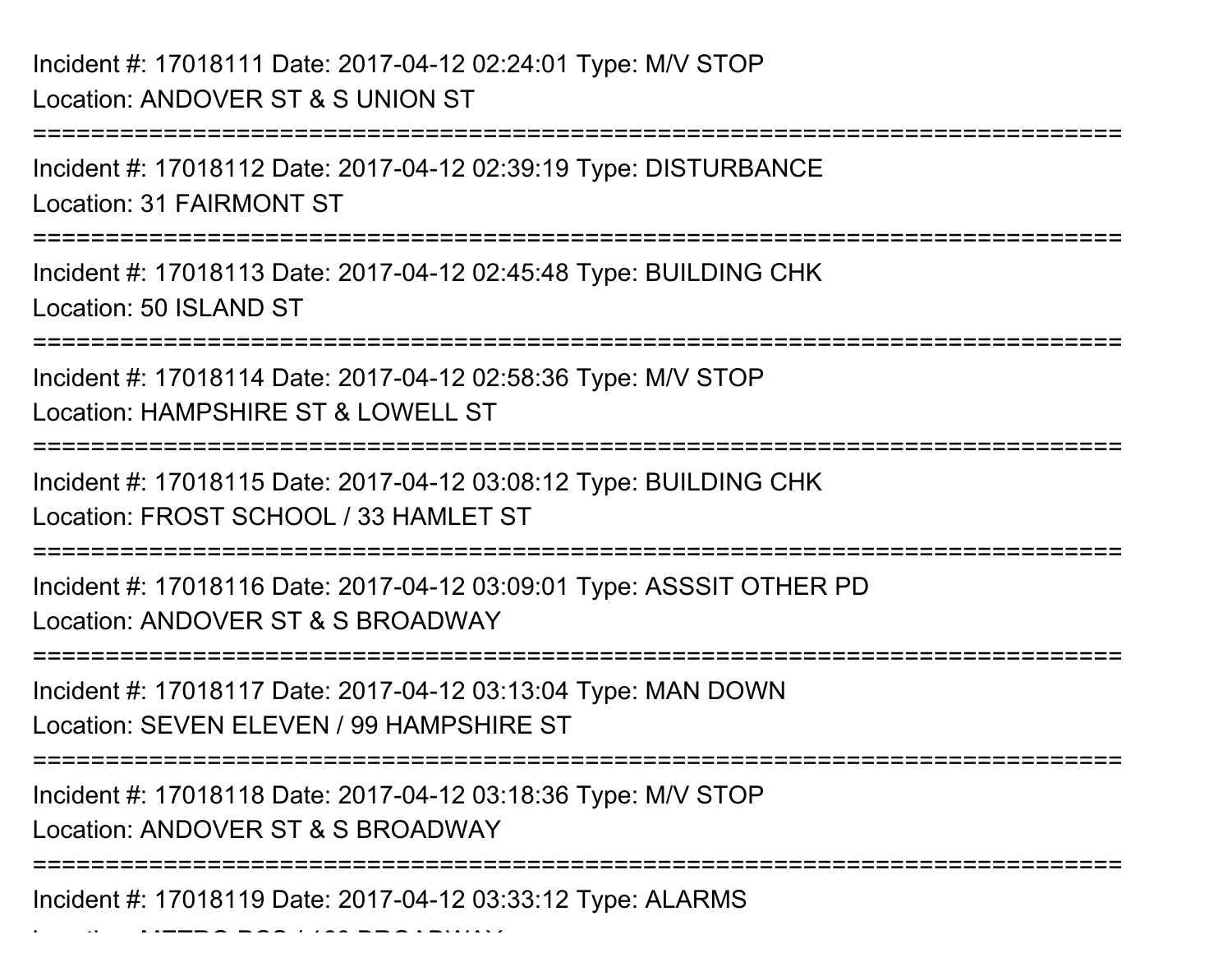Incident #: 17018111 Date: 2017-04-12 02:24:01 Type: M/V STOP
Location: ANDOVER ST & S UNION ST

===========================================================================

Incident #: 17018112 Date: 2017-04-12 02:39:19 Type: DISTURBANCE
Location: 31 FAIRMONT ST

===========================================================================

Incident #: 17018113 Date: 2017-04-12 02:45:48 Type: BUILDING CHK
Location: 50 ISLAND ST

===========================================================================

Incident #: 17018114 Date: 2017-04-12 02:58:36 Type: M/V STOP
Location: HAMPSHIRE ST & LOWELL ST

===========================================================================

Incident #: 17018115 Date: 2017-04-12 03:08:12 Type: BUILDING CHK
Location: FROST SCHOOL / 33 HAMLET ST

===========================================================================

Incident #: 17018116 Date: 2017-04-12 03:09:01 Type: ASSSIT OTHER PD
Location: ANDOVER ST & S BROADWAY

===========================================================================

Incident #: 17018117 Date: 2017-04-12 03:13:04 Type: MAN DOWN
Location: SEVEN ELEVEN / 99 HAMPSHIRE ST

===========================================================================

Incident #: 17018118 Date: 2017-04-12 03:18:36 Type: M/V STOP
Location: ANDOVER ST & S BROADWAY

===========================================================================

Incident #: 17018119 Date: 2017-04-12 03:33:12 Type: ALARMS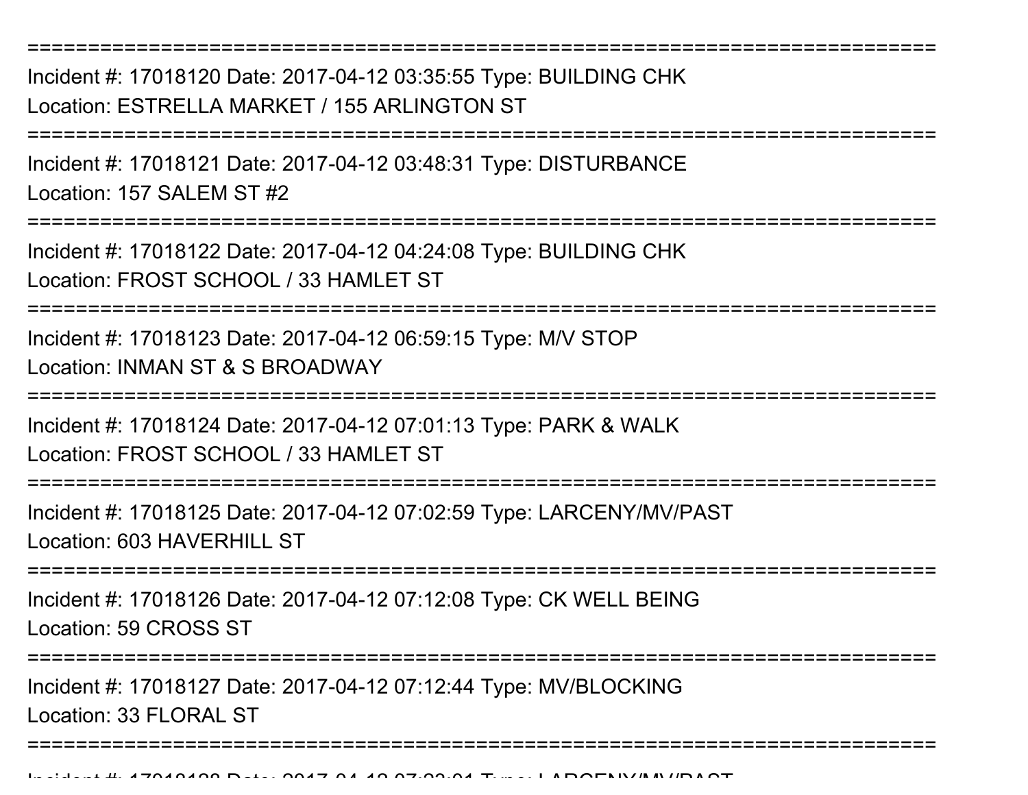---

Incident #: 17018120 Date: 2017-04-12 03:35:55 Type: BUILDING CHK
Location: ESTRELLA MARKET / 155 ARLINGTON ST

---

Incident #: 17018121 Date: 2017-04-12 03:48:31 Type: DISTURBANCE
Location: 157 SALEM ST #2

---

Incident #: 17018122 Date: 2017-04-12 04:24:08 Type: BUILDING CHK
Location: FROST SCHOOL / 33 HAMLET ST

---

Incident #: 17018123 Date: 2017-04-12 06:59:15 Type: M/V STOP
Location: INMAN ST & S BROADWAY

---

Incident #: 17018124 Date: 2017-04-12 07:01:13 Type: PARK & WALK
Location: FROST SCHOOL / 33 HAMLET ST

---

Incident #: 17018125 Date: 2017-04-12 07:02:59 Type: LARCENY/MV/PAST
Location: 603 HAVERHILL ST

---

Incident #: 17018126 Date: 2017-04-12 07:12:08 Type: CK WELL BEING
Location: 59 CROSS ST

---

Incident #: 17018127 Date: 2017-04-12 07:12:44 Type: MV/BLOCKING
Location: 33 FLORAL ST

---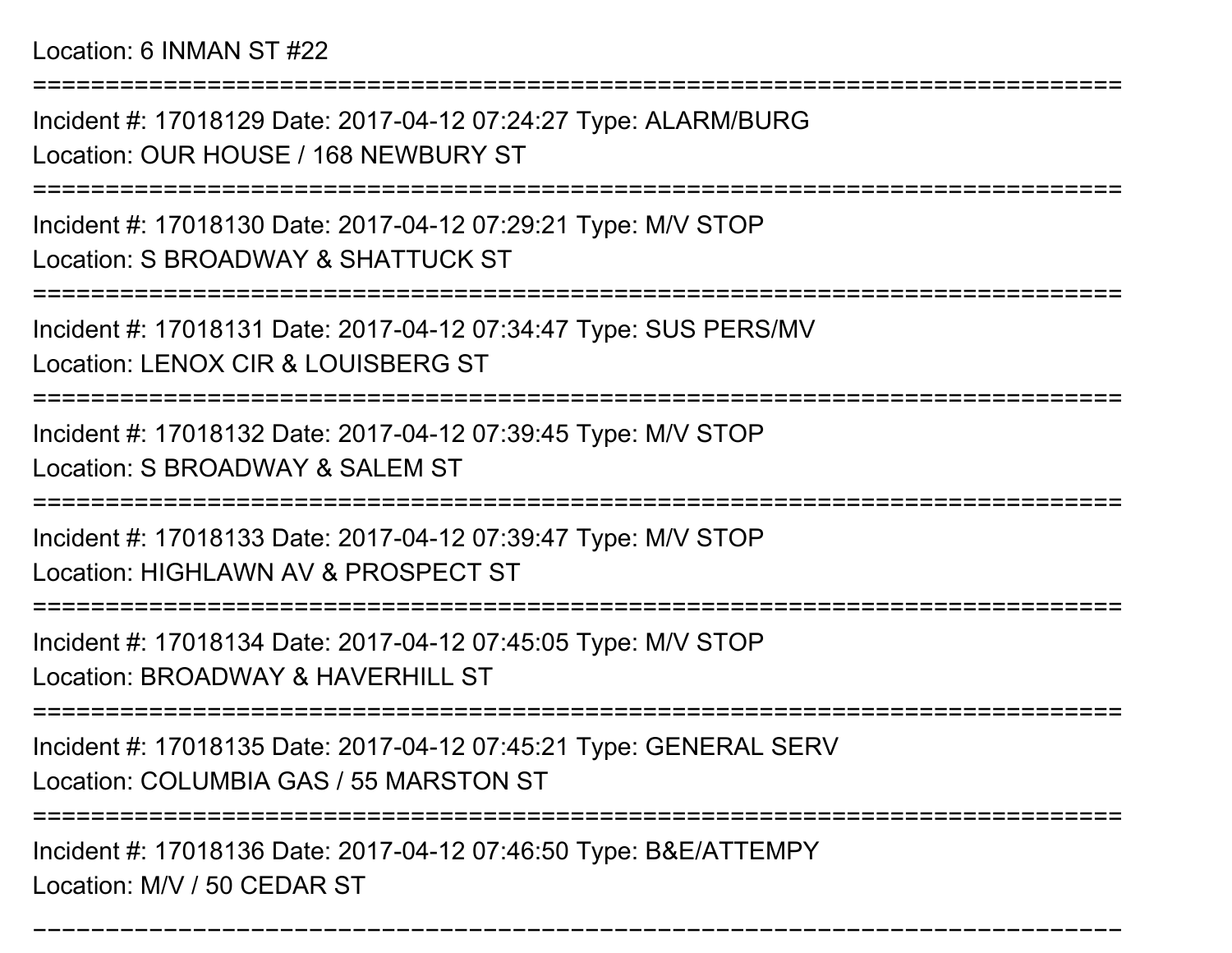Location: 6 INMAN ST #22

===========================================================================

Incident #: 17018129 Date: 2017-04-12 07:24:27 Type: ALARM/BURG

Location: OUR HOUSE / 168 NEWBURY ST

===========================================================================

Incident #: 17018130 Date: 2017-04-12 07:29:21 Type: M/V STOP

Location: S BROADWAY & SHATTUCK ST

===========================================================================

Incident #: 17018131 Date: 2017-04-12 07:34:47 Type: SUS PERS/MV

Location: LENOX CIR & LOUISBERG ST

===========================================================================

Incident #: 17018132 Date: 2017-04-12 07:39:45 Type: M/V STOP

Location: S BROADWAY & SALEM ST

===========================================================================

Incident #: 17018133 Date: 2017-04-12 07:39:47 Type: M/V STOP

Location: HIGHLAWN AV & PROSPECT ST

===========================================================================

Incident #: 17018134 Date: 2017-04-12 07:45:05 Type: M/V STOP

Location: BROADWAY & HAVERHILL ST

===========================================================================

Incident #: 17018135 Date: 2017-04-12 07:45:21 Type: GENERAL SERV

Location: COLUMBIA GAS / 55 MARSTON ST

===========================================================================

Incident #: 17018136 Date: 2017-04-12 07:46:50 Type: B&E/ATTEMPY

Location: M/V / 50 CEDAR ST

===========================================================================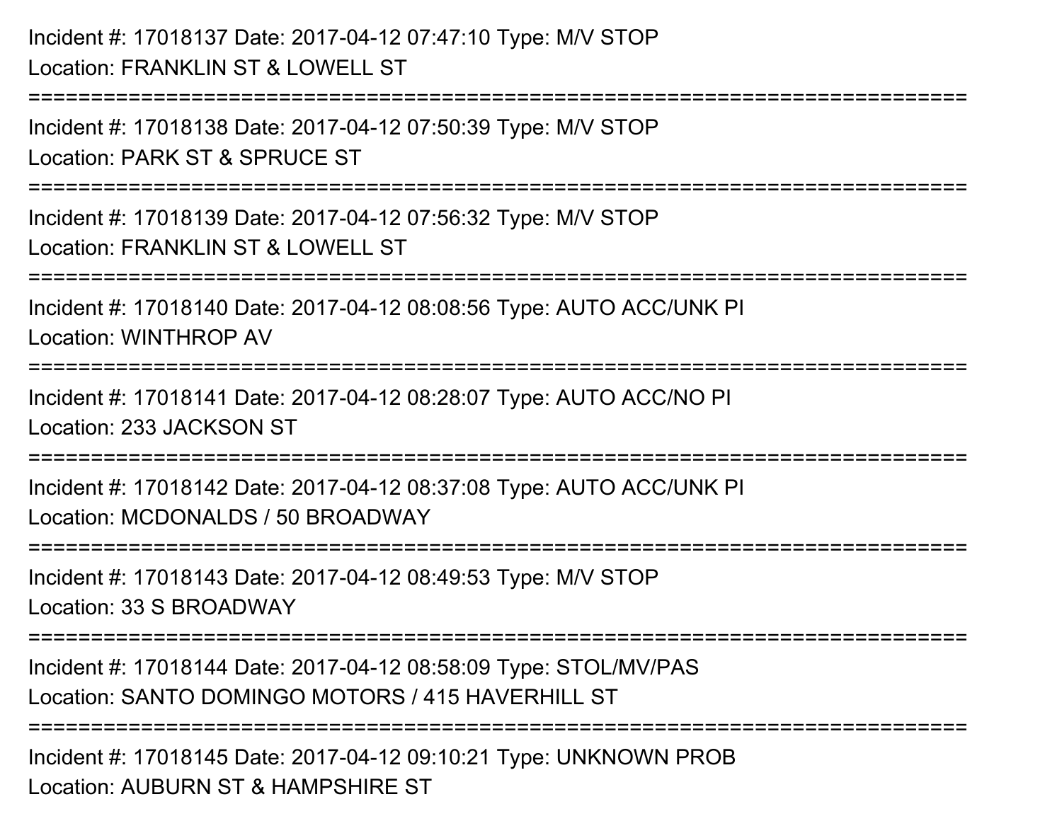Incident #: 17018137 Date: 2017-04-12 07:47:10 Type: M/V STOP
Location: FRANKLIN ST & LOWELL ST

===========================================================================

Incident #: 17018138 Date: 2017-04-12 07:50:39 Type: M/V STOP
Location: PARK ST & SPRUCE ST

===========================================================================

Incident #: 17018139 Date: 2017-04-12 07:56:32 Type: M/V STOP
Location: FRANKLIN ST & LOWELL ST

===========================================================================

Incident #: 17018140 Date: 2017-04-12 08:08:56 Type: AUTO ACC/UNK PI
Location: WINTHROP AV

===========================================================================

Incident #: 17018141 Date: 2017-04-12 08:28:07 Type: AUTO ACC/NO PI
Location: 233 JACKSON ST

===========================================================================

Incident #: 17018142 Date: 2017-04-12 08:37:08 Type: AUTO ACC/UNK PI
Location: MCDONALDS / 50 BROADWAY

===========================================================================

Incident #: 17018143 Date: 2017-04-12 08:49:53 Type: M/V STOP
Location: 33 S BROADWAY

===========================================================================

Incident #: 17018144 Date: 2017-04-12 08:58:09 Type: STOL/MV/PAS
Location: SANTO DOMINGO MOTORS / 415 HAVERHILL ST

===========================================================================

Incident #: 17018145 Date: 2017-04-12 09:10:21 Type: UNKNOWN PROB
Location: AUBURN ST & HAMPSHIRE ST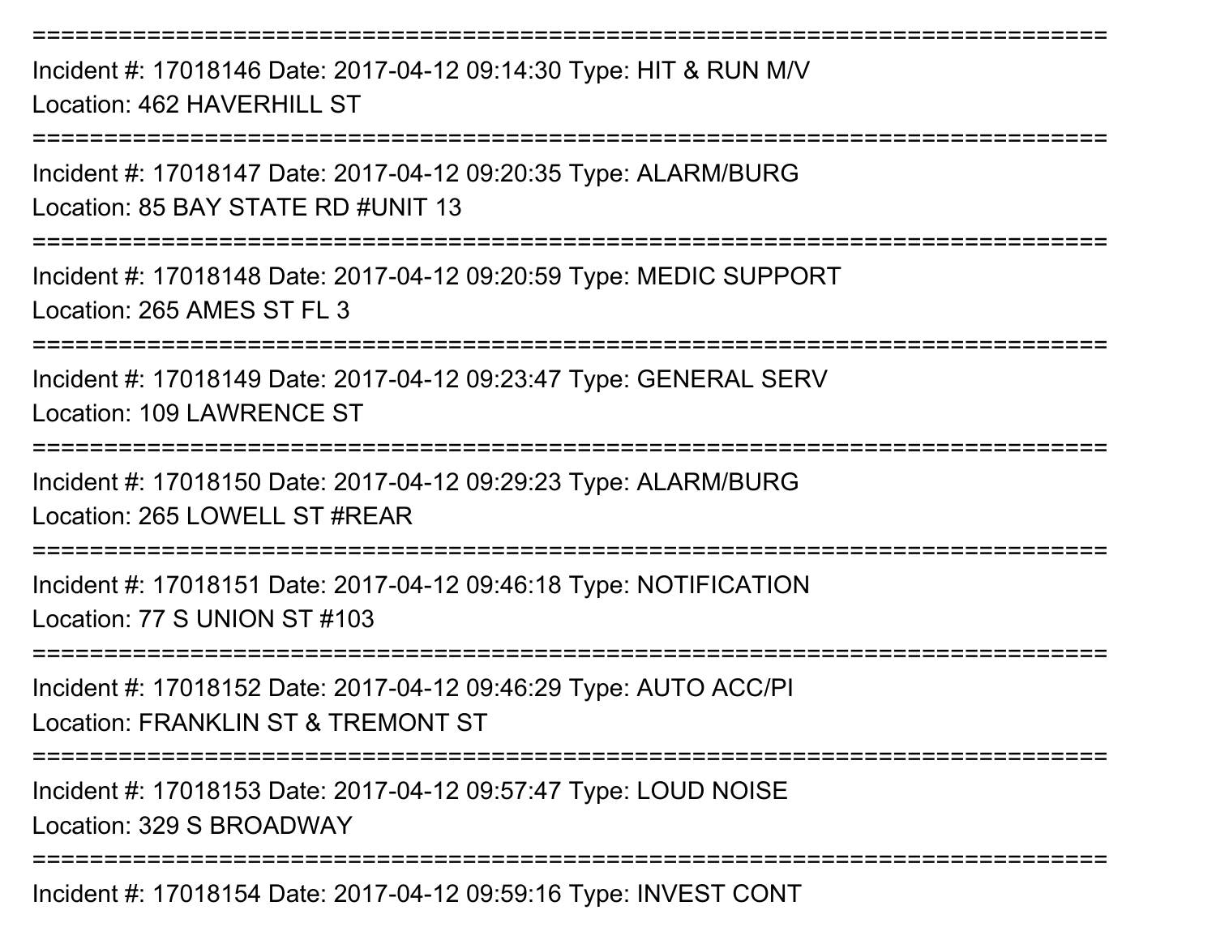===========================================================================

Incident #: 17018146 Date: 2017-04-12 09:14:30 Type: HIT & RUN M/V

Location: 462 HAVERHILL ST

===========================================================================

Incident #: 17018147 Date: 2017-04-12 09:20:35 Type: ALARM/BURG

Location: 85 BAY STATE RD #UNIT 13

===========================================================================

Incident #: 17018148 Date: 2017-04-12 09:20:59 Type: MEDIC SUPPORT

Location: 265 AMES ST FL 3

===========================================================================

Incident #: 17018149 Date: 2017-04-12 09:23:47 Type: GENERAL SERV

Location: 109 LAWRENCE ST

===========================================================================

Incident #: 17018150 Date: 2017-04-12 09:29:23 Type: ALARM/BURG

Location: 265 LOWELL ST #REAR

===========================================================================

Incident #: 17018151 Date: 2017-04-12 09:46:18 Type: NOTIFICATION

Location: 77 S UNION ST #103

===========================================================================

Incident #: 17018152 Date: 2017-04-12 09:46:29 Type: AUTO ACC/PI

Location: FRANKLIN ST & TREMONT ST

===========================================================================

Incident #: 17018153 Date: 2017-04-12 09:57:47 Type: LOUD NOISE

Location: 329 S BROADWAY

===========================================================================

Incident #: 17018154 Date: 2017-04-12 09:59:16 Type: INVEST CONT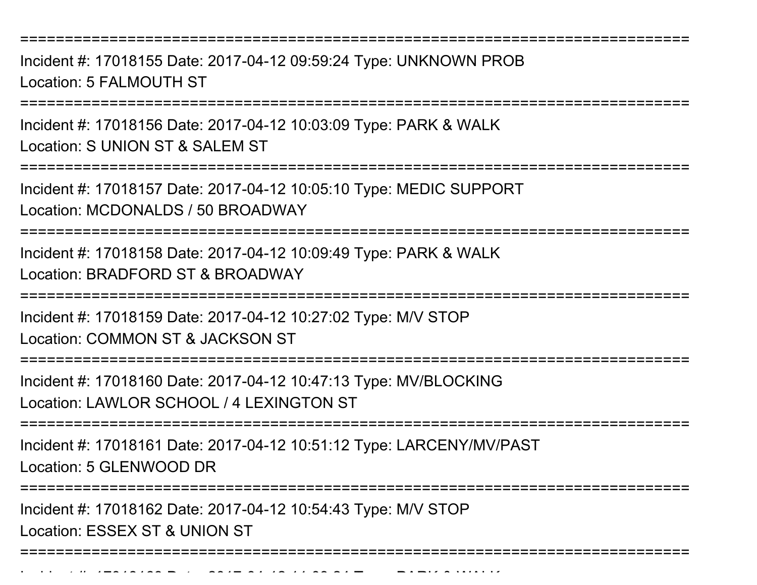===========================================================================

Incident #: 17018155 Date: 2017-04-12 09:59:24 Type: UNKNOWN PROB
Location: 5 FALMOUTH ST

===========================================================================

Incident #: 17018156 Date: 2017-04-12 10:03:09 Type: PARK & WALK
Location: S UNION ST & SALEM ST

===========================================================================

Incident #: 17018157 Date: 2017-04-12 10:05:10 Type: MEDIC SUPPORT
Location: MCDONALDS / 50 BROADWAY

===========================================================================

Incident #: 17018158 Date: 2017-04-12 10:09:49 Type: PARK & WALK
Location: BRADFORD ST & BROADWAY

===========================================================================

Incident #: 17018159 Date: 2017-04-12 10:27:02 Type: M/V STOP
Location: COMMON ST & JACKSON ST

===========================================================================

Incident #: 17018160 Date: 2017-04-12 10:47:13 Type: MV/BLOCKING
Location: LAWLOR SCHOOL / 4 LEXINGTON ST

===========================================================================

Incident #: 17018161 Date: 2017-04-12 10:51:12 Type: LARCENY/MV/PAST
Location: 5 GLENWOOD DR

===========================================================================

Incident #: 17018162 Date: 2017-04-12 10:54:43 Type: M/V STOP
Location: ESSEX ST & UNION ST

===========================================================================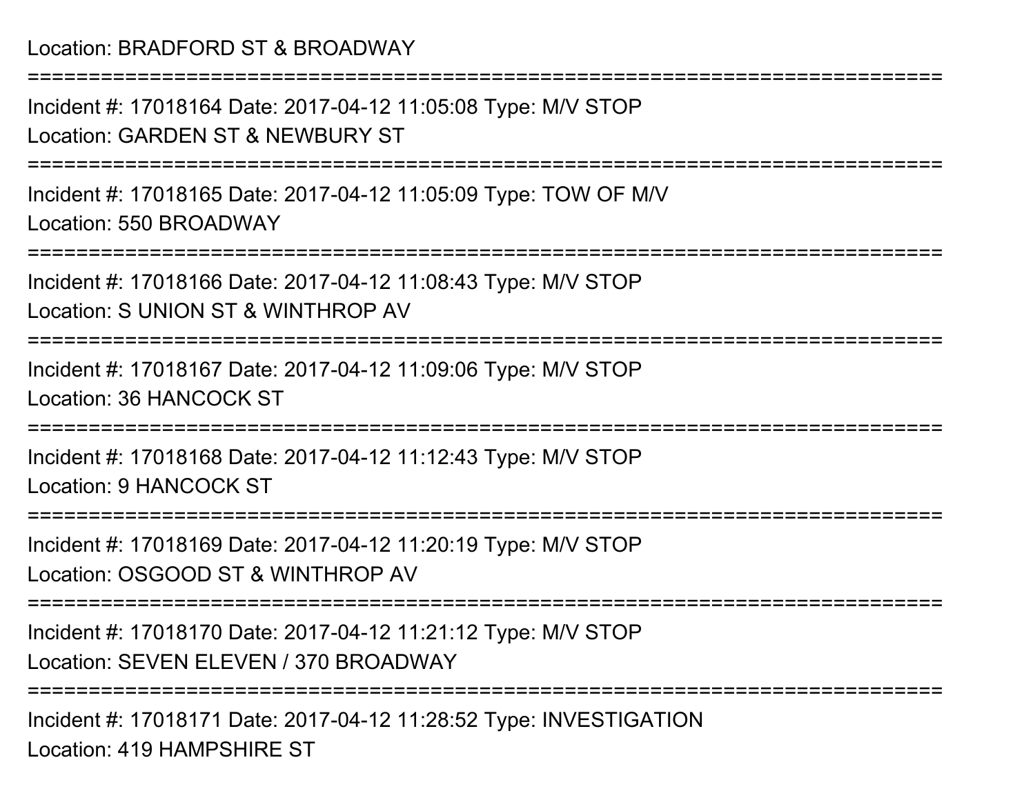Location: BRADFORD ST & BROADWAY

===========================================================================

Incident #: 17018164 Date: 2017-04-12 11:05:08 Type: M/V STOP

Location: GARDEN ST & NEWBURY ST

===========================================================================

Incident #: 17018165 Date: 2017-04-12 11:05:09 Type: TOW OF M/V

Location: 550 BROADWAY

===========================================================================

Incident #: 17018166 Date: 2017-04-12 11:08:43 Type: M/V STOP

Location: S UNION ST & WINTHROP AV

===========================================================================

Incident #: 17018167 Date: 2017-04-12 11:09:06 Type: M/V STOP

Location: 36 HANCOCK ST

===========================================================================

Incident #: 17018168 Date: 2017-04-12 11:12:43 Type: M/V STOP

Location: 9 HANCOCK ST

===========================================================================

Incident #: 17018169 Date: 2017-04-12 11:20:19 Type: M/V STOP

Location: OSGOOD ST & WINTHROP AV

===========================================================================

Incident #: 17018170 Date: 2017-04-12 11:21:12 Type: M/V STOP

Location: SEVEN ELEVEN / 370 BROADWAY

===========================================================================

Incident #: 17018171 Date: 2017-04-12 11:28:52 Type: INVESTIGATION

Location: 419 HAMPSHIRE ST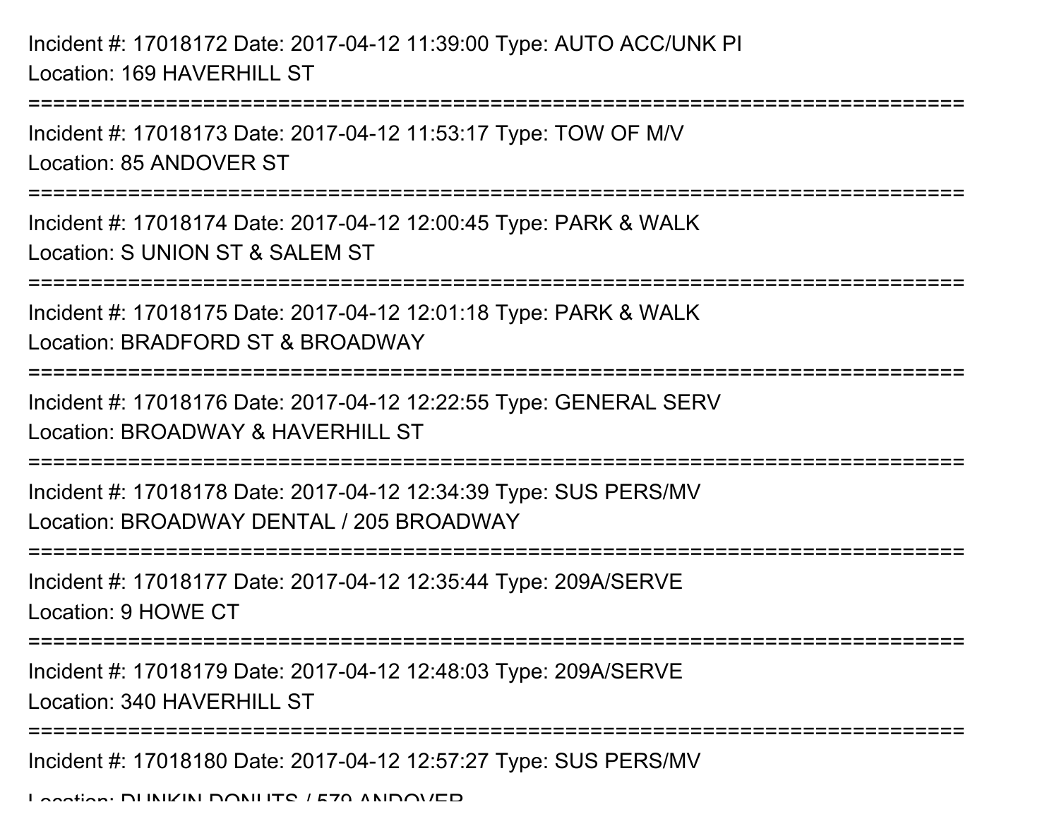Incident #: 17018172 Date: 2017-04-12 11:39:00 Type: AUTO ACC/UNK PI
Location: 169 HAVERHILL ST

===========================================================================

Incident #: 17018173 Date: 2017-04-12 11:53:17 Type: TOW OF M/V
Location: 85 ANDOVER ST

===========================================================================

Incident #: 17018174 Date: 2017-04-12 12:00:45 Type: PARK & WALK
Location: S UNION ST & SALEM ST

===========================================================================

Incident #: 17018175 Date: 2017-04-12 12:01:18 Type: PARK & WALK
Location: BRADFORD ST & BROADWAY

===========================================================================

Incident #: 17018176 Date: 2017-04-12 12:22:55 Type: GENERAL SERV
Location: BROADWAY & HAVERHILL ST

===========================================================================

Incident #: 17018178 Date: 2017-04-12 12:34:39 Type: SUS PERS/MV
Location: BROADWAY DENTAL / 205 BROADWAY

===========================================================================

Incident #: 17018177 Date: 2017-04-12 12:35:44 Type: 209A/SERVE
Location: 9 HOWE CT

===========================================================================

Incident #: 17018179 Date: 2017-04-12 12:48:03 Type: 209A/SERVE
Location: 340 HAVERHILL ST

===========================================================================

Incident #: 17018180 Date: 2017-04-12 12:57:27 Type: SUS PERS/MV
Location: DUNKIN DONUTS / 579 ANDOVER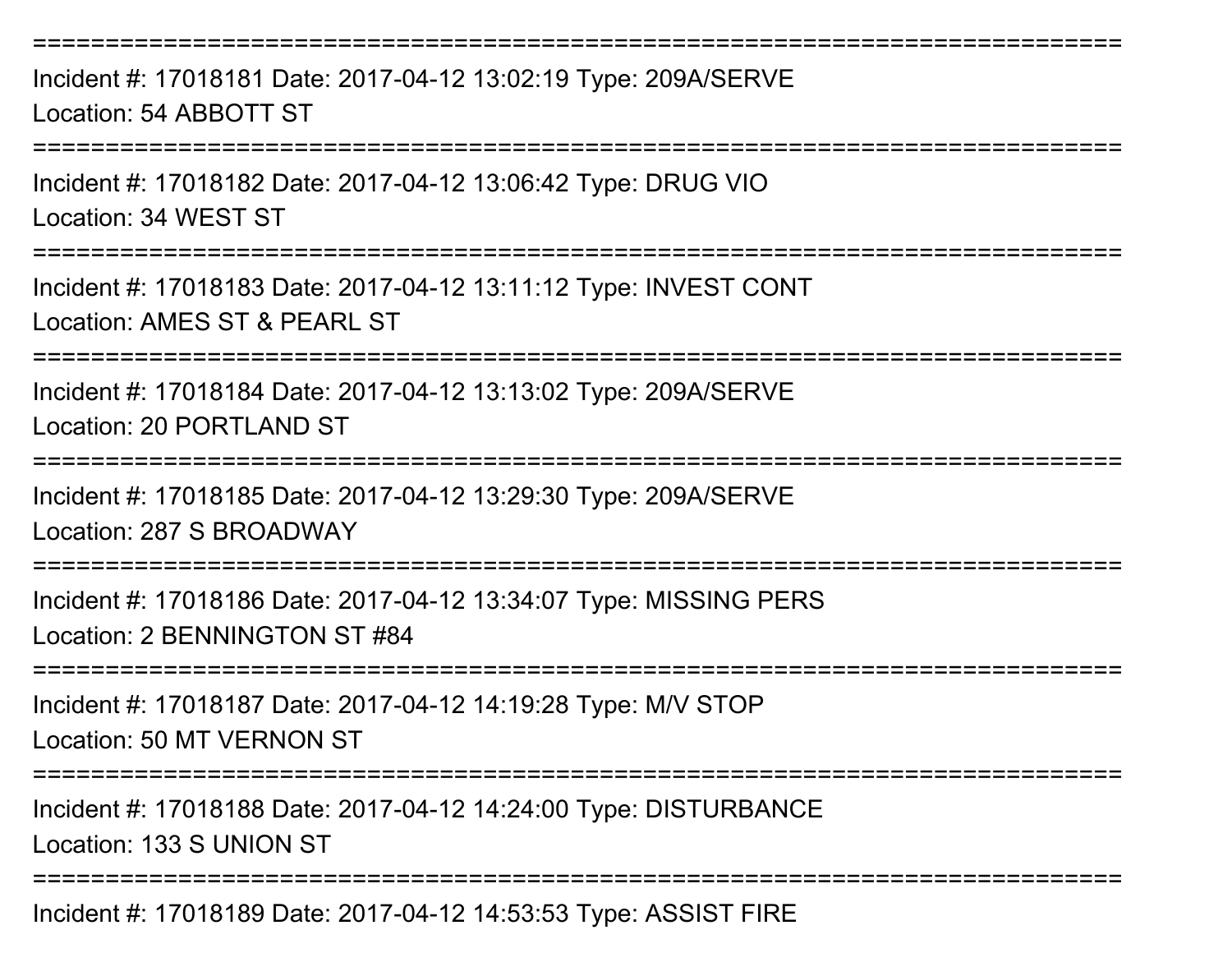===========================================================================

Incident #: 17018181 Date: 2017-04-12 13:02:19 Type: 209A/SERVE
Location: 54 ABBOTT ST

===========================================================================

Incident #: 17018182 Date: 2017-04-12 13:06:42 Type: DRUG VIO
Location: 34 WEST ST

===========================================================================

Incident #: 17018183 Date: 2017-04-12 13:11:12 Type: INVEST CONT
Location: AMES ST & PEARL ST

===========================================================================

Incident #: 17018184 Date: 2017-04-12 13:13:02 Type: 209A/SERVE
Location: 20 PORTLAND ST

===========================================================================

Incident #: 17018185 Date: 2017-04-12 13:29:30 Type: 209A/SERVE
Location: 287 S BROADWAY

===========================================================================

Incident #: 17018186 Date: 2017-04-12 13:34:07 Type: MISSING PERS
Location: 2 BENNINGTON ST #84

===========================================================================

Incident #: 17018187 Date: 2017-04-12 14:19:28 Type: M/V STOP
Location: 50 MT VERNON ST

===========================================================================

Incident #: 17018188 Date: 2017-04-12 14:24:00 Type: DISTURBANCE
Location: 133 S UNION ST

===========================================================================

Incident #: 17018189 Date: 2017-04-12 14:53:53 Type: ASSIST FIRE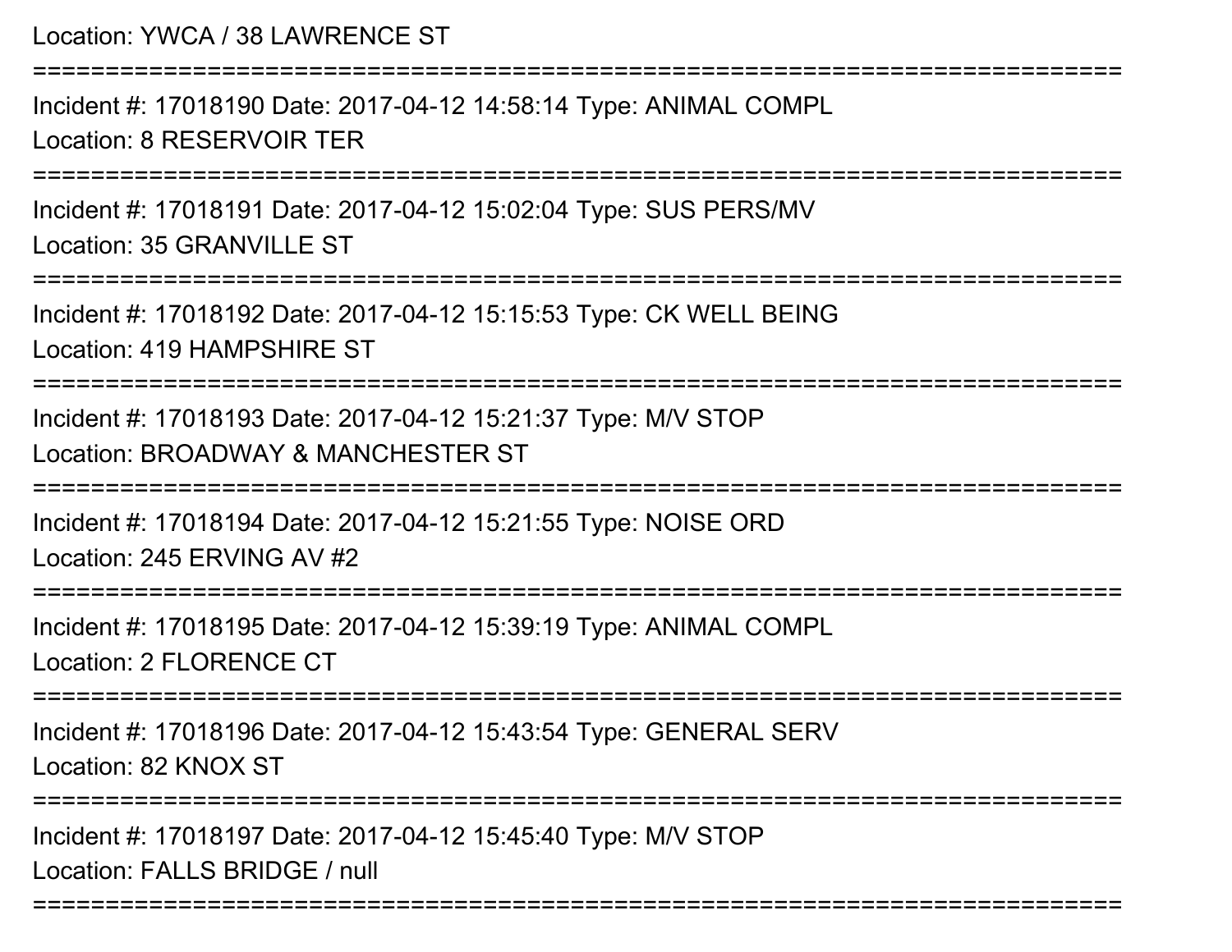Location: YWCA / 38 LAWRENCE ST

===========================================================================

Incident #: 17018190 Date: 2017-04-12 14:58:14 Type: ANIMAL COMPL

Location: 8 RESERVOIR TER

===========================================================================

Incident #: 17018191 Date: 2017-04-12 15:02:04 Type: SUS PERS/MV

Location: 35 GRANVILLE ST

===========================================================================

Incident #: 17018192 Date: 2017-04-12 15:15:53 Type: CK WELL BEING

Location: 419 HAMPSHIRE ST

===========================================================================

Incident #: 17018193 Date: 2017-04-12 15:21:37 Type: M/V STOP

Location: BROADWAY & MANCHESTER ST

===========================================================================

Incident #: 17018194 Date: 2017-04-12 15:21:55 Type: NOISE ORD

Location: 245 ERVING AV #2

===========================================================================

Incident #: 17018195 Date: 2017-04-12 15:39:19 Type: ANIMAL COMPL

Location: 2 FLORENCE CT

===========================================================================

Incident #: 17018196 Date: 2017-04-12 15:43:54 Type: GENERAL SERV

Location: 82 KNOX ST

===========================================================================

Incident #: 17018197 Date: 2017-04-12 15:45:40 Type: M/V STOP

Location: FALLS BRIDGE / null

===========================================================================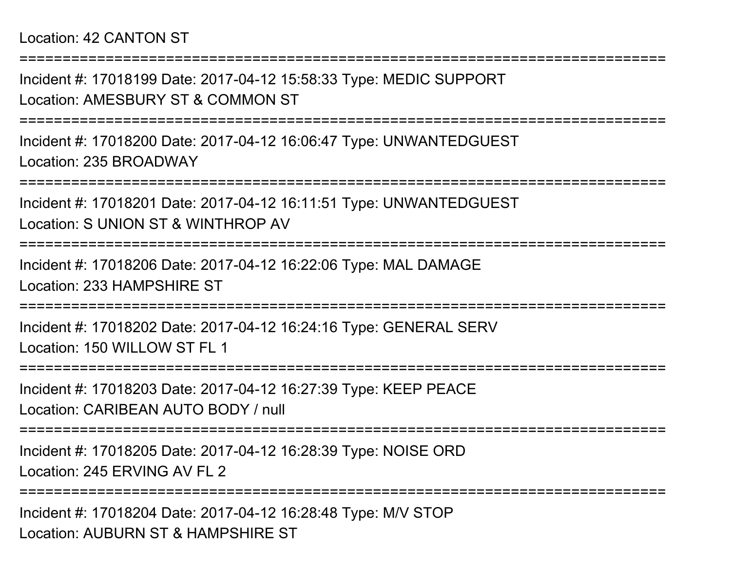Location: 42 CANTON ST

===========================================================================

Incident #: 17018199 Date: 2017-04-12 15:58:33 Type: MEDIC SUPPORT
Location: AMESBURY ST & COMMON ST

===========================================================================

Incident #: 17018200 Date: 2017-04-12 16:06:47 Type: UNWANTEDGUEST
Location: 235 BROADWAY

===========================================================================

Incident #: 17018201 Date: 2017-04-12 16:11:51 Type: UNWANTEDGUEST
Location: S UNION ST & WINTHROP AV

===========================================================================

Incident #: 17018206 Date: 2017-04-12 16:22:06 Type: MAL DAMAGE
Location: 233 HAMPSHIRE ST

===========================================================================

Incident #: 17018202 Date: 2017-04-12 16:24:16 Type: GENERAL SERV
Location: 150 WILLOW ST FL 1

===========================================================================

Incident #: 17018203 Date: 2017-04-12 16:27:39 Type: KEEP PEACE
Location: CARIBEAN AUTO BODY / null

===========================================================================

Incident #: 17018205 Date: 2017-04-12 16:28:39 Type: NOISE ORD
Location: 245 ERVING AV FL 2

===========================================================================

Incident #: 17018204 Date: 2017-04-12 16:28:48 Type: M/V STOP
Location: AUBURN ST & HAMPSHIRE ST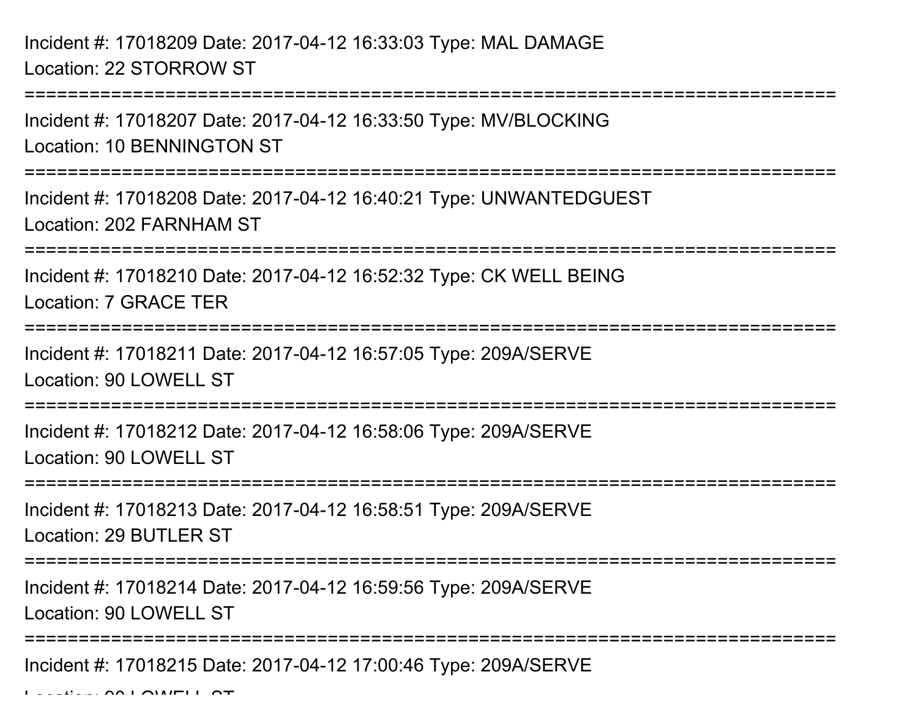Incident #: 17018209 Date: 2017-04-12 16:33:03 Type: MAL DAMAGE
Location: 22 STORROW ST

===============================================================================

Incident #: 17018207 Date: 2017-04-12 16:33:50 Type: MV/BLOCKING
Location: 10 BENNINGTON ST

===============================================================================

Incident #: 17018208 Date: 2017-04-12 16:40:21 Type: UNWANTEDGUEST
Location: 202 FARNHAM ST

===============================================================================

Incident #: 17018210 Date: 2017-04-12 16:52:32 Type: CK WELL BEING
Location: 7 GRACE TER

===============================================================================

Incident #: 17018211 Date: 2017-04-12 16:57:05 Type: 209A/SERVE
Location: 90 LOWELL ST

===============================================================================

Incident #: 17018212 Date: 2017-04-12 16:58:06 Type: 209A/SERVE
Location: 90 LOWELL ST

===============================================================================

Incident #: 17018213 Date: 2017-04-12 16:58:51 Type: 209A/SERVE
Location: 29 BUTLER ST

===============================================================================

Incident #: 17018214 Date: 2017-04-12 16:59:56 Type: 209A/SERVE
Location: 90 LOWELL ST

===============================================================================

Incident #: 17018215 Date: 2017-04-12 17:00:46 Type: 209A/SERVE
Location: 90 LOWELL ST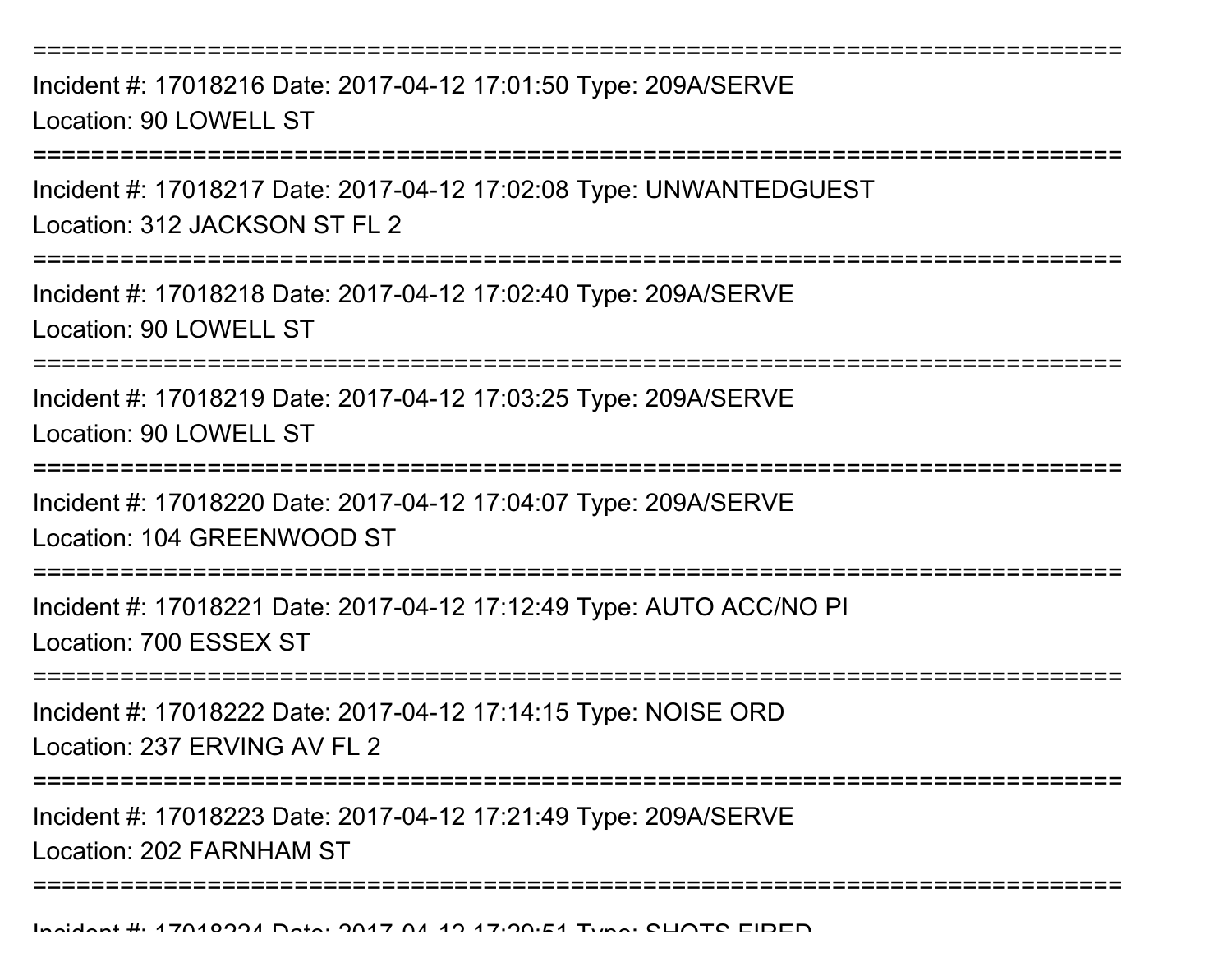===========================================================================

Incident #: 17018216 Date: 2017-04-12 17:01:50 Type: 209A/SERVE

Location: 90 LOWELL ST

===========================================================================

Incident #: 17018217 Date: 2017-04-12 17:02:08 Type: UNWANTEDGUEST

Location: 312 JACKSON ST FL 2

===========================================================================

Incident #: 17018218 Date: 2017-04-12 17:02:40 Type: 209A/SERVE

Location: 90 LOWELL ST

===========================================================================

Incident #: 17018219 Date: 2017-04-12 17:03:25 Type: 209A/SERVE

Location: 90 LOWELL ST

===========================================================================

Incident #: 17018220 Date: 2017-04-12 17:04:07 Type: 209A/SERVE

Location: 104 GREENWOOD ST

===========================================================================

Incident #: 17018221 Date: 2017-04-12 17:12:49 Type: AUTO ACC/NO PI

Location: 700 ESSEX ST

===========================================================================

Incident #: 17018222 Date: 2017-04-12 17:14:15 Type: NOISE ORD

Location: 237 ERVING AV FL 2

===========================================================================

Incident #: 17018223 Date: 2017-04-12 17:21:49 Type: 209A/SERVE

Location: 202 FARNHAM ST

===========================================================================

Incident #: 17018224 Date: 2017-04-12 17:29:51 Type: SHOTS FIRED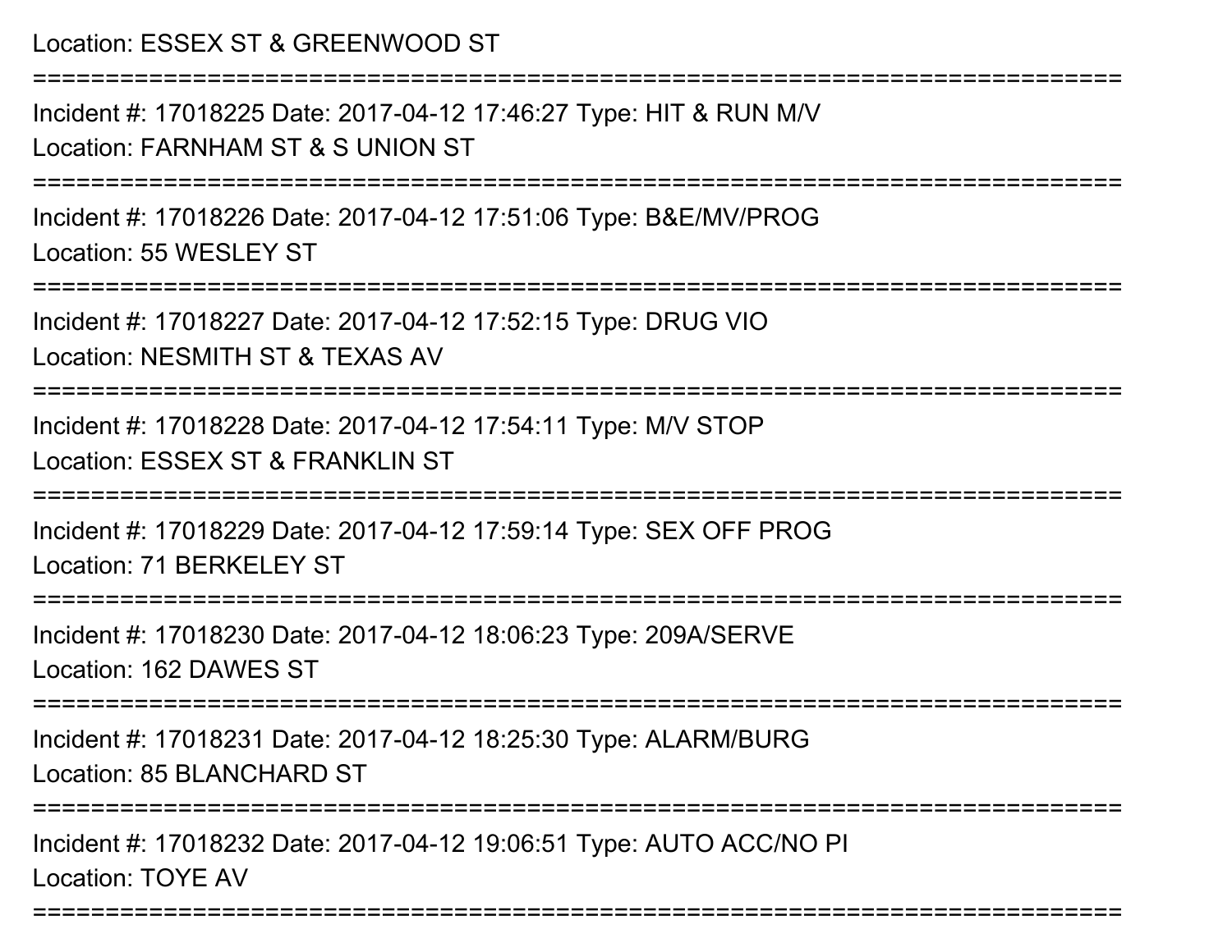Location: ESSEX ST & GREENWOOD ST

===========================================================================

Incident #: 17018225 Date: 2017-04-12 17:46:27 Type: HIT & RUN M/V
Location: FARNHAM ST & S UNION ST

===========================================================================

Incident #: 17018226 Date: 2017-04-12 17:51:06 Type: B&E/MV/PROG
Location: 55 WESLEY ST

===========================================================================

Incident #: 17018227 Date: 2017-04-12 17:52:15 Type: DRUG VIO
Location: NESMITH ST & TEXAS AV

===========================================================================

Incident #: 17018228 Date: 2017-04-12 17:54:11 Type: M/V STOP
Location: ESSEX ST & FRANKLIN ST

===========================================================================

Incident #: 17018229 Date: 2017-04-12 17:59:14 Type: SEX OFF PROG
Location: 71 BERKELEY ST

===========================================================================

Incident #: 17018230 Date: 2017-04-12 18:06:23 Type: 209A/SERVE
Location: 162 DAWES ST

===========================================================================

Incident #: 17018231 Date: 2017-04-12 18:25:30 Type: ALARM/BURG
Location: 85 BLANCHARD ST

===========================================================================

Incident #: 17018232 Date: 2017-04-12 19:06:51 Type: AUTO ACC/NO PI
Location: TOYE AV

===========================================================================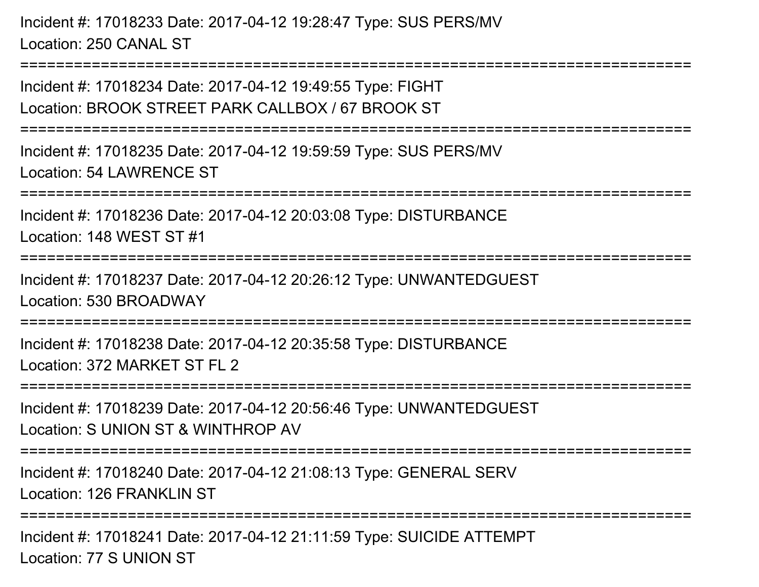Incident #: 17018233 Date: 2017-04-12 19:28:47 Type: SUS PERS/MV
Location: 250 CANAL ST

===========================================================================

Incident #: 17018234 Date: 2017-04-12 19:49:55 Type: FIGHT
Location: BROOK STREET PARK CALLBOX / 67 BROOK ST

===========================================================================

Incident #: 17018235 Date: 2017-04-12 19:59:59 Type: SUS PERS/MV
Location: 54 LAWRENCE ST

===========================================================================

Incident #: 17018236 Date: 2017-04-12 20:03:08 Type: DISTURBANCE
Location: 148 WEST ST #1

===========================================================================

Incident #: 17018237 Date: 2017-04-12 20:26:12 Type: UNWANTEDGUEST
Location: 530 BROADWAY

===========================================================================

Incident #: 17018238 Date: 2017-04-12 20:35:58 Type: DISTURBANCE
Location: 372 MARKET ST FL 2

===========================================================================

Incident #: 17018239 Date: 2017-04-12 20:56:46 Type: UNWANTEDGUEST
Location: S UNION ST & WINTHROP AV

===========================================================================

Incident #: 17018240 Date: 2017-04-12 21:08:13 Type: GENERAL SERV
Location: 126 FRANKLIN ST

===========================================================================

Incident #: 17018241 Date: 2017-04-12 21:11:59 Type: SUICIDE ATTEMPT
Location: 77 S UNION ST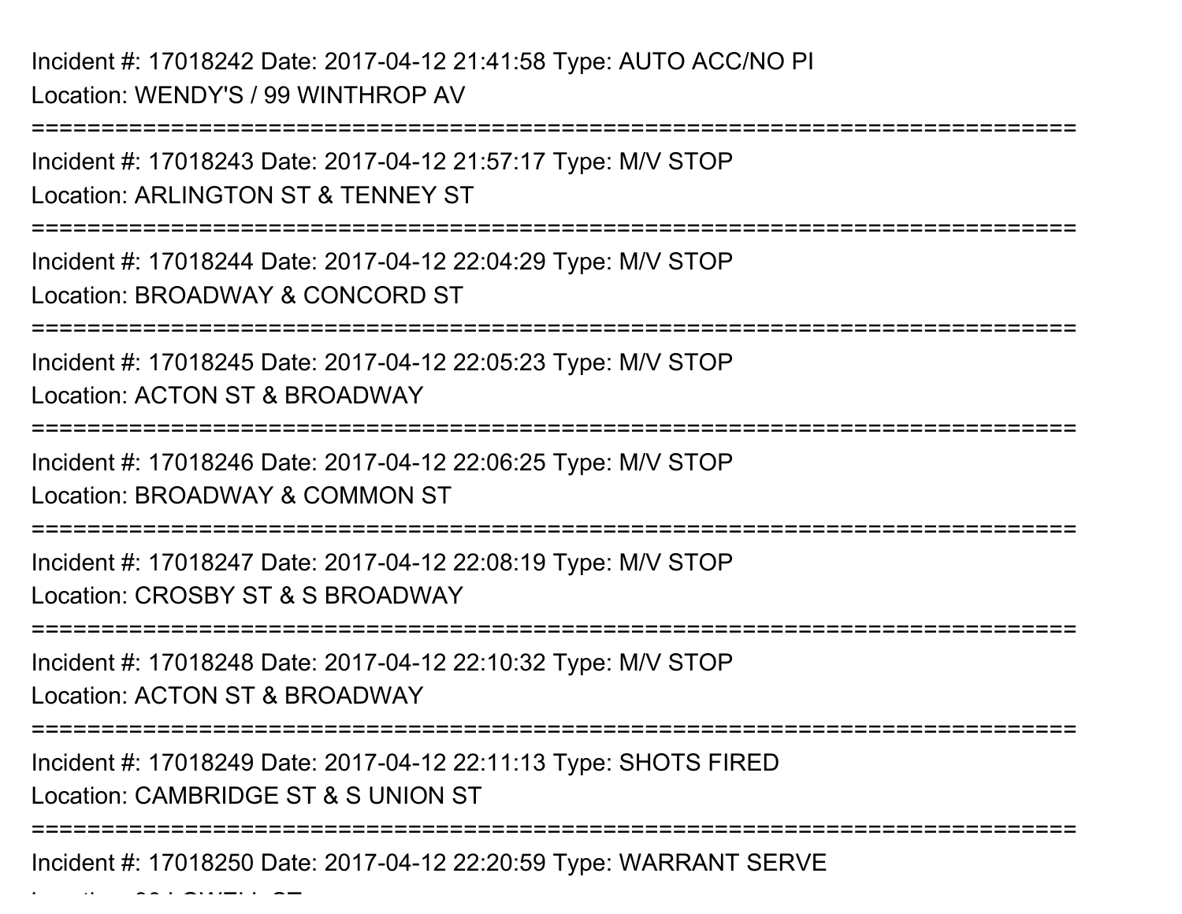Incident #: 17018242 Date: 2017-04-12 21:41:58 Type: AUTO ACC/NO PI
Location: WENDY'S / 99 WINTHROP AV

===========================================================================

Incident #: 17018243 Date: 2017-04-12 21:57:17 Type: M/V STOP
Location: ARLINGTON ST & TENNEY ST

===========================================================================

Incident #: 17018244 Date: 2017-04-12 22:04:29 Type: M/V STOP
Location: BROADWAY & CONCORD ST

===========================================================================

Incident #: 17018245 Date: 2017-04-12 22:05:23 Type: M/V STOP
Location: ACTON ST & BROADWAY

===========================================================================

Incident #: 17018246 Date: 2017-04-12 22:06:25 Type: M/V STOP
Location: BROADWAY & COMMON ST

===========================================================================

Incident #: 17018247 Date: 2017-04-12 22:08:19 Type: M/V STOP
Location: CROSBY ST & S BROADWAY

===========================================================================

Incident #: 17018248 Date: 2017-04-12 22:10:32 Type: M/V STOP
Location: ACTON ST & BROADWAY

===========================================================================

Incident #: 17018249 Date: 2017-04-12 22:11:13 Type: SHOTS FIRED
Location: CAMBRIDGE ST & S UNION ST

===========================================================================

Incident #: 17018250 Date: 2017-04-12 22:20:59 Type: WARRANT SERVE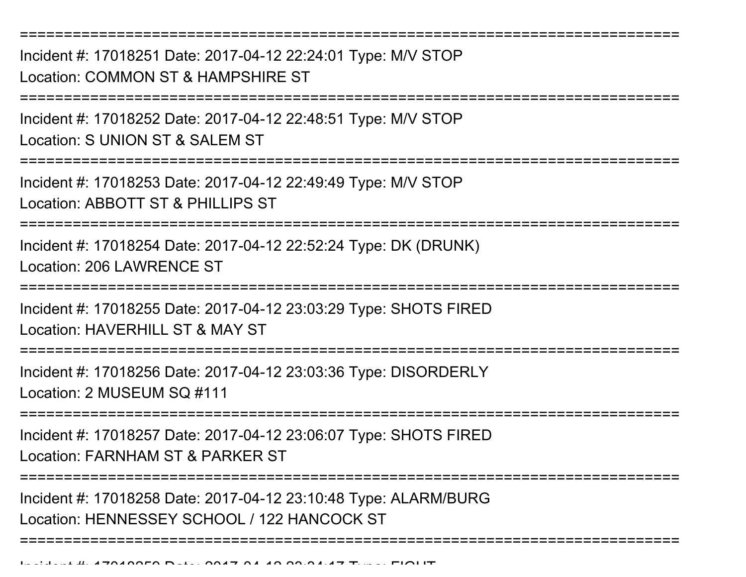================================================================================

Incident #: 17018251 Date: 2017-04-12 22:24:01 Type: M/V STOP

Location: COMMON ST & HAMPSHIRE ST

================================================================================

Incident #: 17018252 Date: 2017-04-12 22:48:51 Type: M/V STOP

Location: S UNION ST & SALEM ST

================================================================================

Incident #: 17018253 Date: 2017-04-12 22:49:49 Type: M/V STOP

Location: ABBOTT ST & PHILLIPS ST

================================================================================

Incident #: 17018254 Date: 2017-04-12 22:52:24 Type: DK (DRUNK)

Location: 206 LAWRENCE ST

================================================================================

Incident #: 17018255 Date: 2017-04-12 23:03:29 Type: SHOTS FIRED

Location: HAVERHILL ST & MAY ST

================================================================================

Incident #: 17018256 Date: 2017-04-12 23:03:36 Type: DISORDERLY

Location: 2 MUSEUM SQ #111

================================================================================

Incident #: 17018257 Date: 2017-04-12 23:06:07 Type: SHOTS FIRED

Location: FARNHAM ST & PARKER ST

================================================================================

Incident #: 17018258 Date: 2017-04-12 23:10:48 Type: ALARM/BURG

Location: HENNESSEY SCHOOL / 122 HANCOCK ST

================================================================================

Incident #: 17018259 Date: 2017-04-12 23:34:17 Type: FIGHT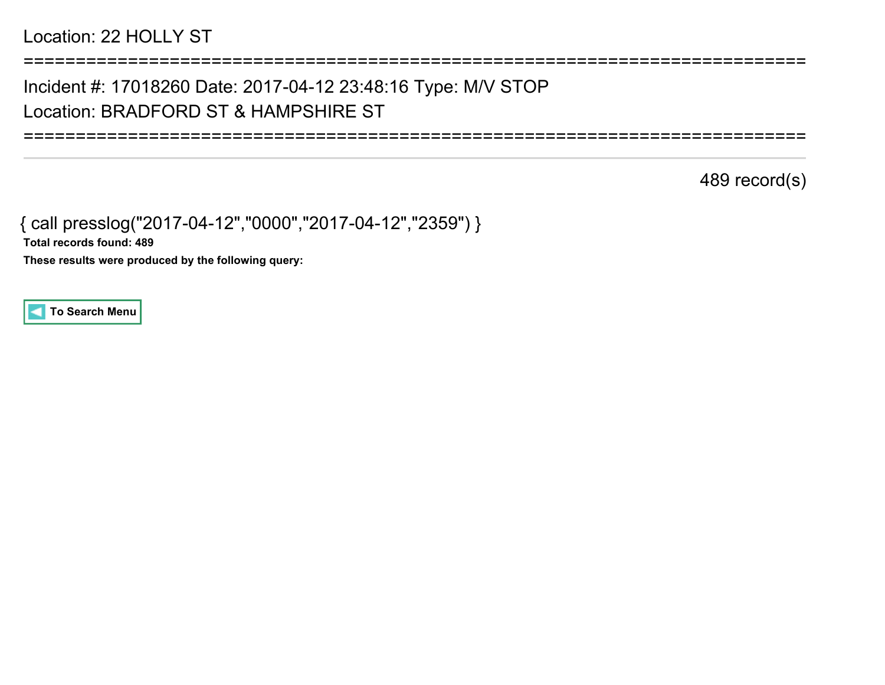Location: 22 HOLLY ST

================================================================================

Incident #: 17018260 Date: 2017-04-12 23:48:16 Type: M/V STOP

Location: BRADFORD ST & HAMPSHIRE ST

================================================================================

---

489 record(s)

{ call presslog("2017-04-12","0000","2017-04-12","2359") }

**Total records found: 489**

**These results were produced by the following query:**

To Search Menu